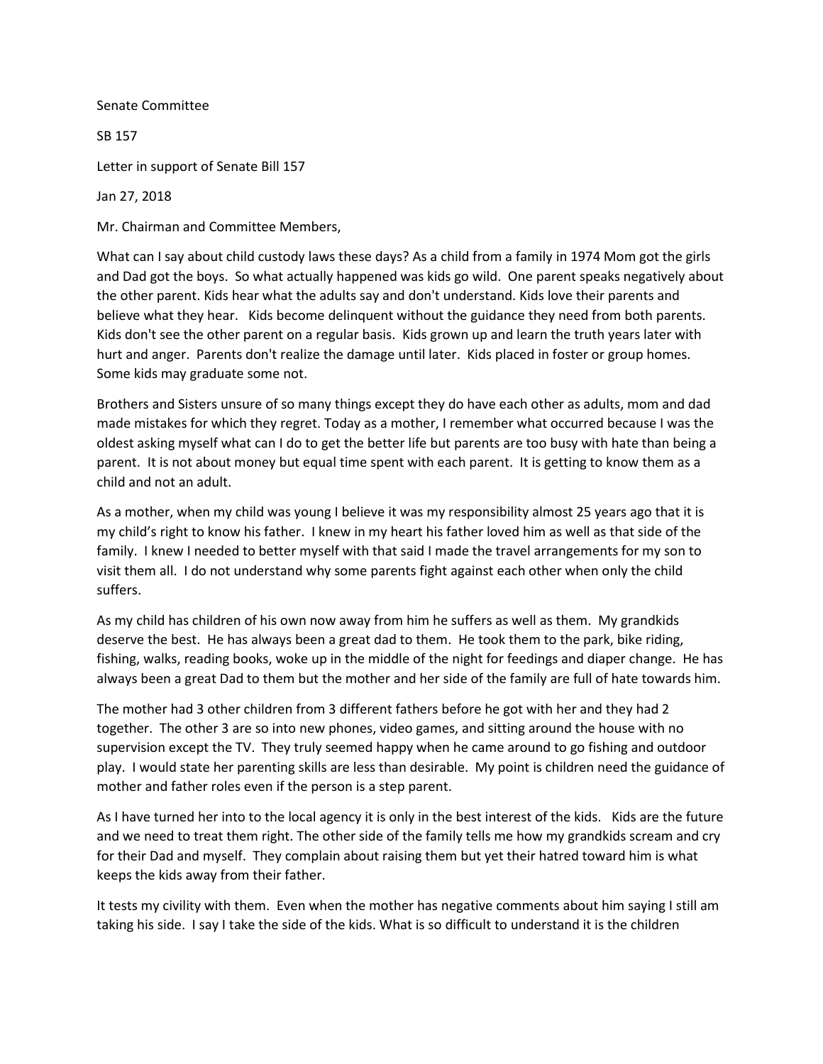Senate Committee

SB 157

Letter in support of Senate Bill 157

Jan 27, 2018

Mr. Chairman and Committee Members,

What can I say about child custody laws these days? As a child from a family in 1974 Mom got the girls and Dad got the boys. So what actually happened was kids go wild. One parent speaks negatively about the other parent. Kids hear what the adults say and don't understand. Kids love their parents and believe what they hear. Kids become delinquent without the guidance they need from both parents. Kids don't see the other parent on a regular basis. Kids grown up and learn the truth years later with hurt and anger. Parents don't realize the damage until later. Kids placed in foster or group homes. Some kids may graduate some not.

Brothers and Sisters unsure of so many things except they do have each other as adults, mom and dad made mistakes for which they regret. Today as a mother, I remember what occurred because I was the oldest asking myself what can I do to get the better life but parents are too busy with hate than being a parent. It is not about money but equal time spent with each parent. It is getting to know them as a child and not an adult.

As a mother, when my child was young I believe it was my responsibility almost 25 years ago that it is my child's right to know his father. I knew in my heart his father loved him as well as that side of the family. I knew I needed to better myself with that said I made the travel arrangements for my son to visit them all. I do not understand why some parents fight against each other when only the child suffers.

As my child has children of his own now away from him he suffers as well as them. My grandkids deserve the best. He has always been a great dad to them. He took them to the park, bike riding, fishing, walks, reading books, woke up in the middle of the night for feedings and diaper change. He has always been a great Dad to them but the mother and her side of the family are full of hate towards him.

The mother had 3 other children from 3 different fathers before he got with her and they had 2 together. The other 3 are so into new phones, video games, and sitting around the house with no supervision except the TV. They truly seemed happy when he came around to go fishing and outdoor play. I would state her parenting skills are less than desirable. My point is children need the guidance of mother and father roles even if the person is a step parent.

As I have turned her into to the local agency it is only in the best interest of the kids. Kids are the future and we need to treat them right. The other side of the family tells me how my grandkids scream and cry for their Dad and myself. They complain about raising them but yet their hatred toward him is what keeps the kids away from their father.

It tests my civility with them. Even when the mother has negative comments about him saying I still am taking his side. I say I take the side of the kids. What is so difficult to understand it is the children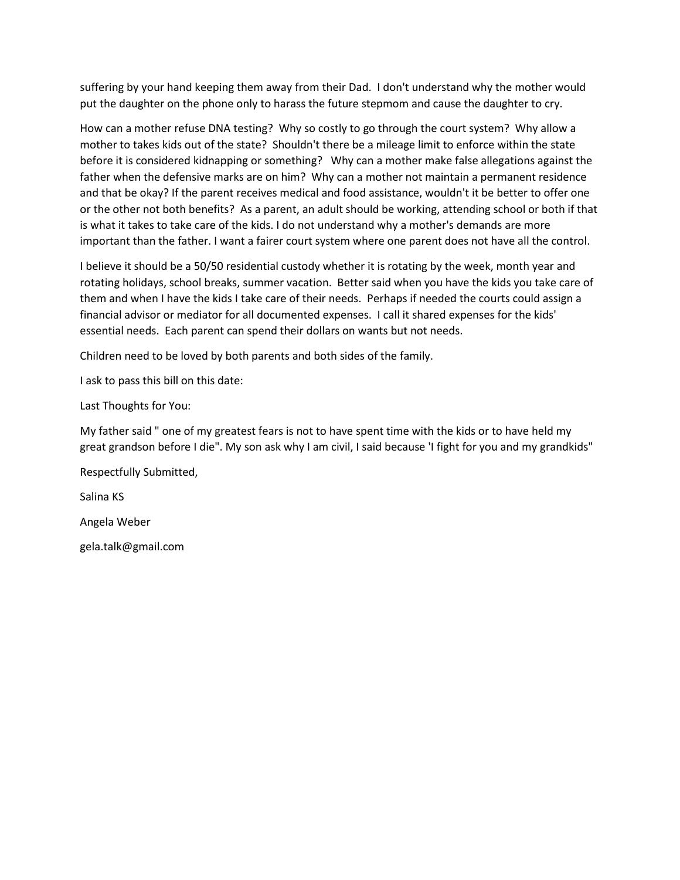suffering by your hand keeping them away from their Dad. I don't understand why the mother would put the daughter on the phone only to harass the future stepmom and cause the daughter to cry.

How can a mother refuse DNA testing? Why so costly to go through the court system? Why allow a mother to takes kids out of the state? Shouldn't there be a mileage limit to enforce within the state before it is considered kidnapping or something? Why can a mother make false allegations against the father when the defensive marks are on him? Why can a mother not maintain a permanent residence and that be okay? If the parent receives medical and food assistance, wouldn't it be better to offer one or the other not both benefits? As a parent, an adult should be working, attending school or both if that is what it takes to take care of the kids. I do not understand why a mother's demands are more important than the father. I want a fairer court system where one parent does not have all the control.

I believe it should be a 50/50 residential custody whether it is rotating by the week, month year and rotating holidays, school breaks, summer vacation. Better said when you have the kids you take care of them and when I have the kids I take care of their needs. Perhaps if needed the courts could assign a financial advisor or mediator for all documented expenses. I call it shared expenses for the kids' essential needs. Each parent can spend their dollars on wants but not needs.

Children need to be loved by both parents and both sides of the family.

I ask to pass this bill on this date:

Last Thoughts for You:

My father said " one of my greatest fears is not to have spent time with the kids or to have held my great grandson before I die". My son ask why I am civil, I said because 'I fight for you and my grandkids"

Respectfully Submitted,

Salina KS

Angela Weber

gela.talk@gmail.com